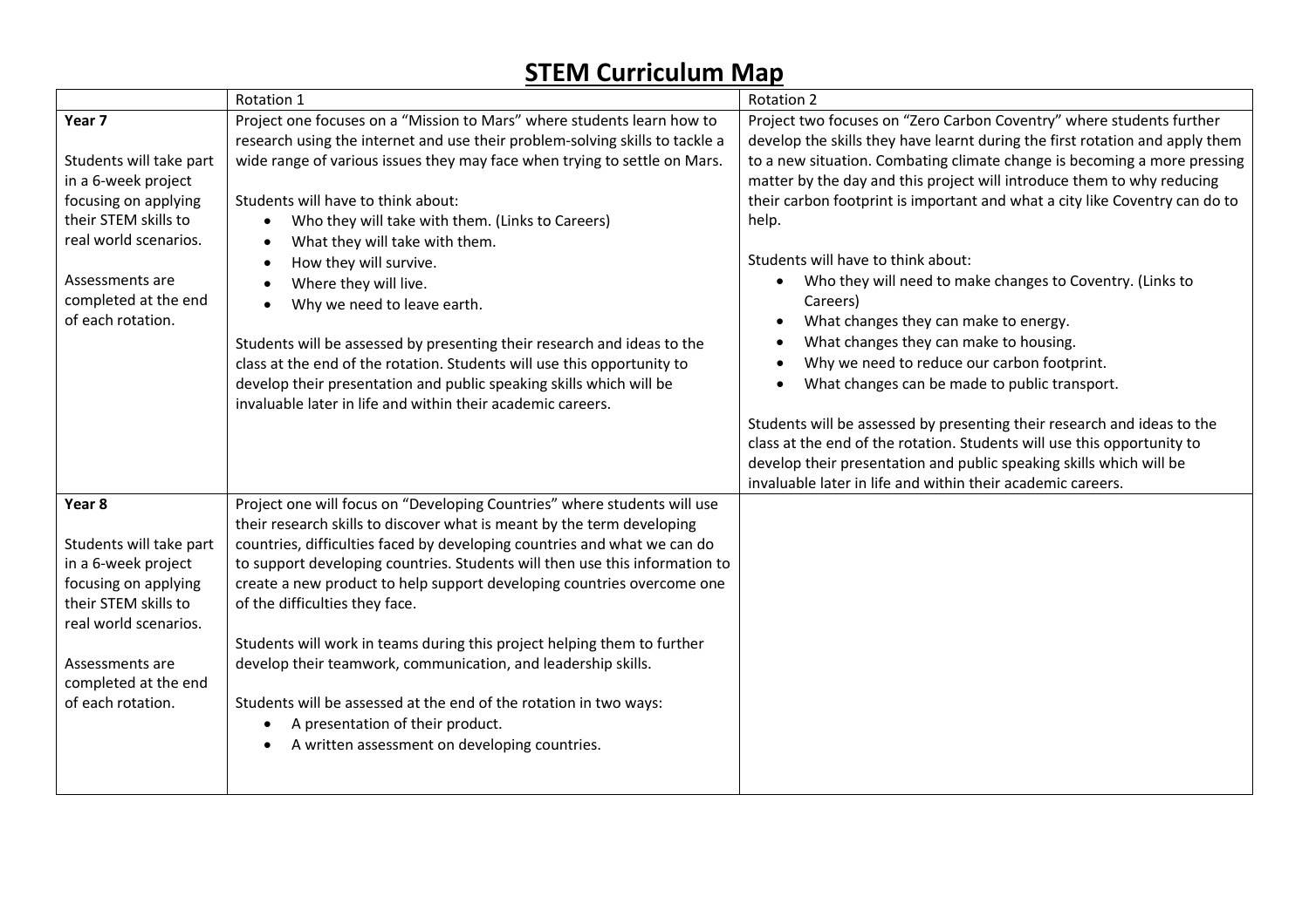# STEM Curriculum Map

| | Rotation 1 | Rotation 2 |
|---|---|---|
| **Year 7**<br><br>Students will take part in a 6-week project focusing on applying their STEM skills to real world scenarios.<br><br>Assessments are completed at the end of each rotation. | Project one focuses on a "Mission to Mars" where students learn how to research using the internet and use their problem-solving skills to tackle a wide range of various issues they may face when trying to settle on Mars.<br><br>Students will have to think about:<br>• Who they will take with them. (Links to Careers)<br>• What they will take with them.<br>• How they will survive.<br>• Where they will live.<br>• Why we need to leave earth.<br><br>Students will be assessed by presenting their research and ideas to the class at the end of the rotation. Students will use this opportunity to develop their presentation and public speaking skills which will be invaluable later in life and within their academic careers. | Project two focuses on "Zero Carbon Coventry" where students further develop the skills they have learnt during the first rotation and apply them to a new situation. Combating climate change is becoming a more pressing matter by the day and this project will introduce them to why reducing their carbon footprint is important and what a city like Coventry can do to help.<br><br>Students will have to think about:<br>• Who they will need to make changes to Coventry. (Links to Careers)<br>• What changes they can make to energy.<br>• What changes they can make to housing.<br>• Why we need to reduce our carbon footprint.<br>• What changes can be made to public transport.<br><br>Students will be assessed by presenting their research and ideas to the class at the end of the rotation. Students will use this opportunity to develop their presentation and public speaking skills which will be invaluable later in life and within their academic careers. |
| **Year 8**<br><br>Students will take part in a 6-week project focusing on applying their STEM skills to real world scenarios.<br><br>Assessments are completed at the end of each rotation. | Project one will focus on "Developing Countries" where students will use their research skills to discover what is meant by the term developing countries, difficulties faced by developing countries and what we can do to support developing countries. Students will then use this information to create a new product to help support developing countries overcome one of the difficulties they face.<br><br>Students will work in teams during this project helping them to further develop their teamwork, communication, and leadership skills.<br><br>Students will be assessed at the end of the rotation in two ways:<br>• A presentation of their product.<br>• A written assessment on developing countries. | |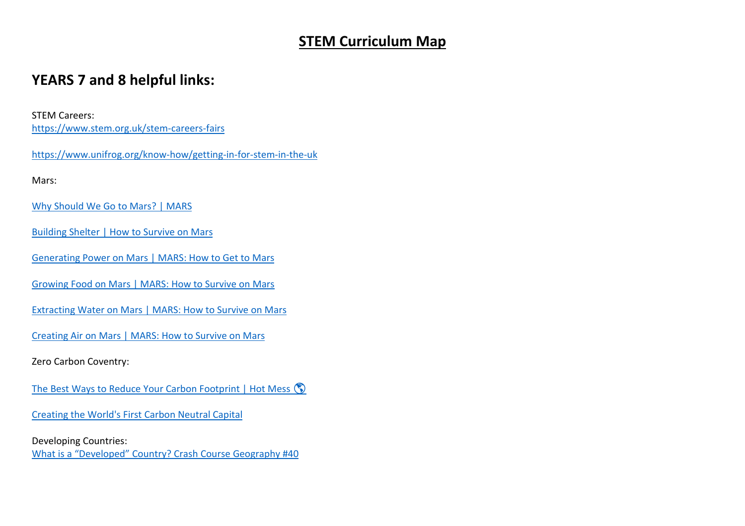# STEM Curriculum Map

## YEARS 7 and 8 helpful links:

STEM Careers:
https://www.stem.org.uk/stem-careers-fairs

https://www.unifrog.org/know-how/getting-in-for-stem-in-the-uk

Mars:

Why Should We Go to Mars? | MARS

Building Shelter | How to Survive on Mars

Generating Power on Mars | MARS: How to Get to Mars

Growing Food on Mars | MARS: How to Survive on Mars

Extracting Water on Mars | MARS: How to Survive on Mars

Creating Air on Mars | MARS: How to Survive on Mars

Zero Carbon Coventry:

The Best Ways to Reduce Your Carbon Footprint | Hot Mess 🌎

Creating the World's First Carbon Neutral Capital

Developing Countries:
What is a "Developed" Country? Crash Course Geography #40